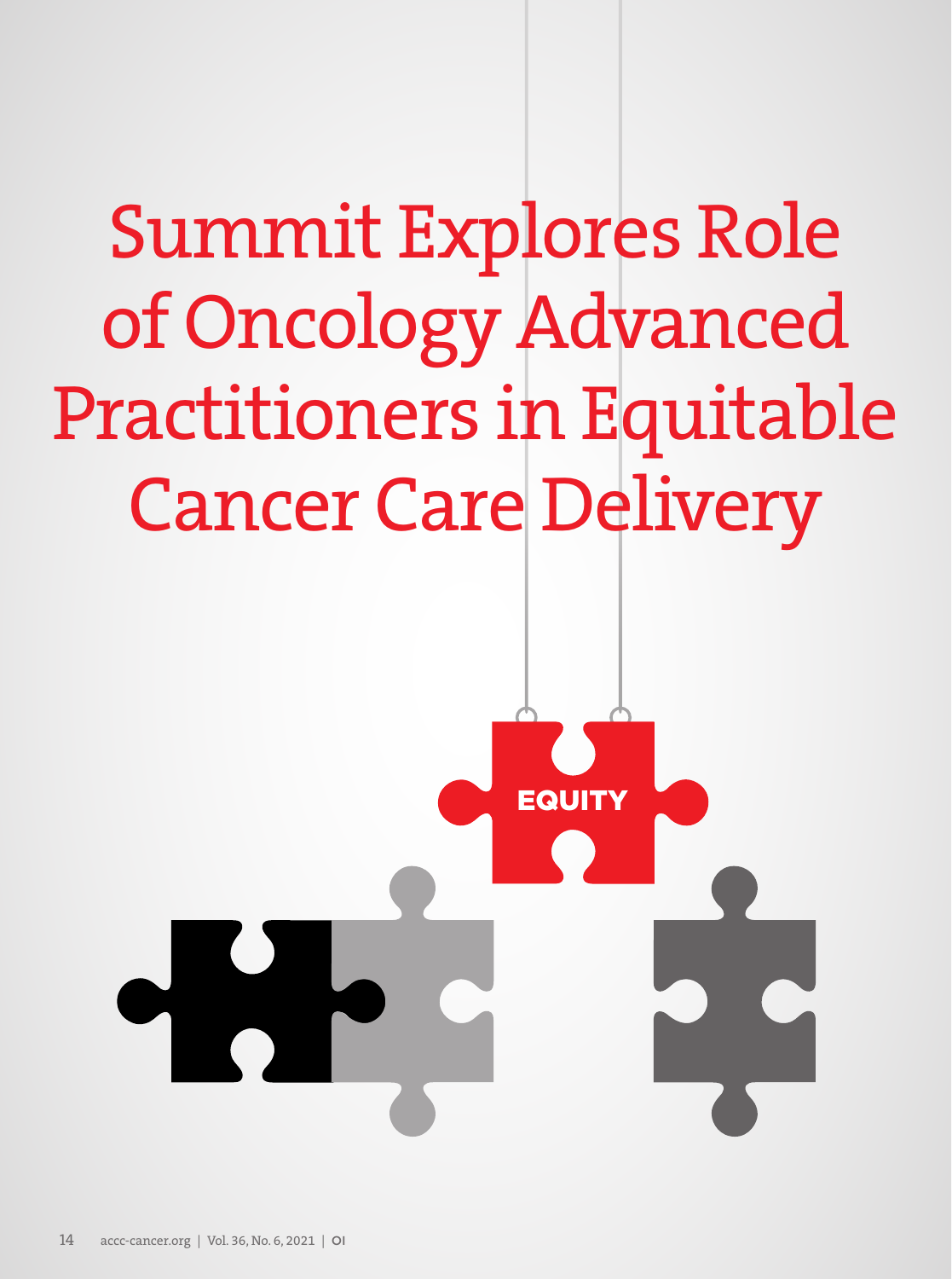# Summit Explores Role of Oncology Advanced Practitioners in Equitable Cancer Care Delivery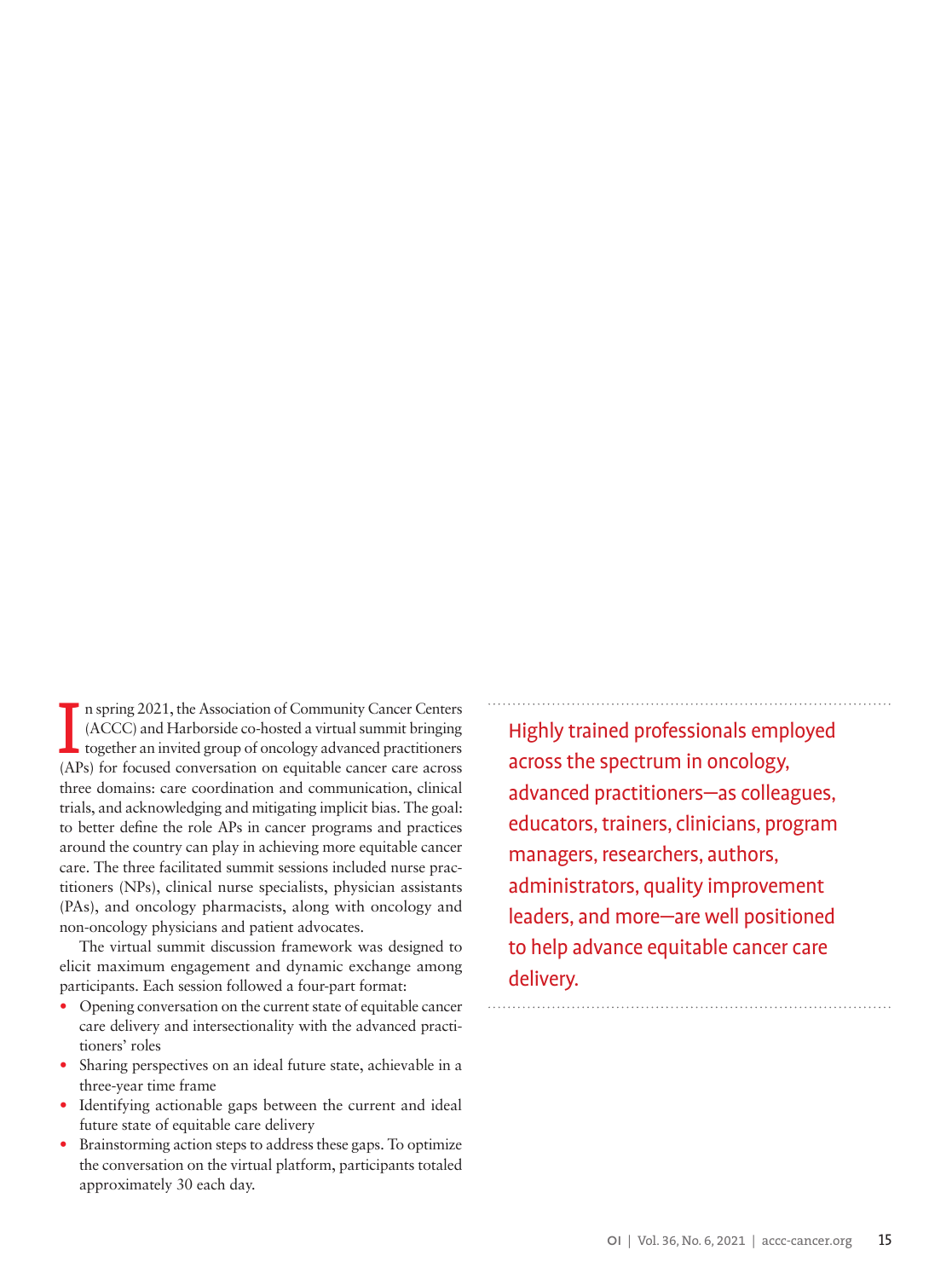In spring 2021, the Association of Community Cancer Centers (ACCC) and Harborside co-hosted a virtual summit bringing together an invited group of oncology advanced practitioners (APs) for focused conversation on equitable cancer care across three domains: care coordination and communication, clinical trials, and acknowledging and mitigating implicit bias. The goal: to better define the role APs in cancer programs and practices around the country can play in achieving more equitable cancer care. The three facilitated summit sessions included nurse practitioners (NPs), clinical nurse specialists, physician assistants (PAs), and oncology pharmacists, along with oncology and non-oncology physicians and patient advocates.

The virtual summit discussion framework was designed to elicit maximum engagement and dynamic exchange among participants. Each session followed a four-part format:

- Opening conversation on the current state of equitable cancer care delivery and intersectionality with the advanced practitioners' roles
- Sharing perspectives on an ideal future state, achievable in a three-year time frame
- Identifying actionable gaps between the current and ideal future state of equitable care delivery
- Brainstorming action steps to address these gaps. To optimize the conversation on the virtual platform, participants totaled approximately 30 each day.

> Highly trained professionals employed across the spectrum in oncology, advanced practitioners—as colleagues, educators, trainers, clinicians, program managers, researchers, authors, administrators, quality improvement leaders, and more—are well positioned to help advance equitable cancer care delivery.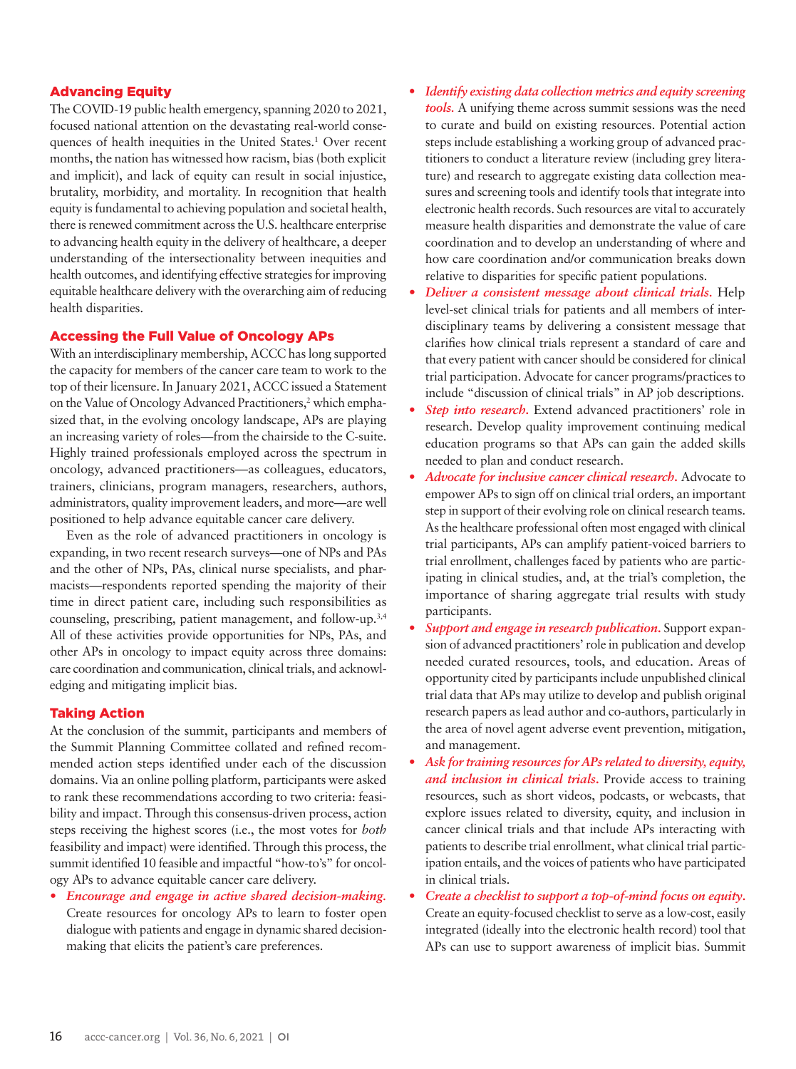### Advancing Equity

The COVID-19 public health emergency, spanning 2020 to 2021, focused national attention on the devastating real-world consequences of health inequities in the United States.[1] Over recent months, the nation has witnessed how racism, bias (both explicit and implicit), and lack of equity can result in social injustice, brutality, morbidity, and mortality. In recognition that health equity is fundamental to achieving population and societal health, there is renewed commitment across the U.S. healthcare enterprise to advancing health equity in the delivery of healthcare, a deeper understanding of the intersectionality between inequities and health outcomes, and identifying effective strategies for improving equitable healthcare delivery with the overarching aim of reducing health disparities.

### Accessing the Full Value of Oncology APs

With an interdisciplinary membership, ACCC has long supported the capacity for members of the cancer care team to work to the top of their licensure. In January 2021, ACCC issued a Statement on the Value of Oncology Advanced Practitioners,[2] which emphasized that, in the evolving oncology landscape, APs are playing an increasing variety of roles—from the chairside to the C-suite. Highly trained professionals employed across the spectrum in oncology, advanced practitioners—as colleagues, educators, trainers, clinicians, program managers, researchers, authors, administrators, quality improvement leaders, and more—are well positioned to help advance equitable cancer care delivery.

Even as the role of advanced practitioners in oncology is expanding, in two recent research surveys—one of NPs and PAs and the other of NPs, PAs, clinical nurse specialists, and pharmacists—respondents reported spending the majority of their time in direct patient care, including such responsibilities as counseling, prescribing, patient management, and follow-up.[3,4] All of these activities provide opportunities for NPs, PAs, and other APs in oncology to impact equity across three domains: care coordination and communication, clinical trials, and acknowledging and mitigating implicit bias.

### Taking Action

At the conclusion of the summit, participants and members of the Summit Planning Committee collated and refined recommended action steps identified under each of the discussion domains. Via an online polling platform, participants were asked to rank these recommendations according to two criteria: feasibility and impact. Through this consensus-driven process, action steps receiving the highest scores (i.e., the most votes for *both* feasibility and impact) were identified. Through this process, the summit identified 10 feasible and impactful "how-to's" for oncology APs to advance equitable cancer care delivery.

- *Encourage and engage in active shared decision-making.* Create resources for oncology APs to learn to foster open dialogue with patients and engage in dynamic shared decision-making that elicits the patient's care preferences.
- *Identify existing data collection metrics and equity screening tools.* A unifying theme across summit sessions was the need to curate and build on existing resources. Potential action steps include establishing a working group of advanced practitioners to conduct a literature review (including grey literature) and research to aggregate existing data collection measures and screening tools and identify tools that integrate into electronic health records. Such resources are vital to accurately measure health disparities and demonstrate the value of care coordination and to develop an understanding of where and how care coordination and/or communication breaks down relative to disparities for specific patient populations.
- *Deliver a consistent message about clinical trials.* Help level-set clinical trials for patients and all members of interdisciplinary teams by delivering a consistent message that clarifies how clinical trials represent a standard of care and that every patient with cancer should be considered for clinical trial participation. Advocate for cancer programs/practices to include "discussion of clinical trials" in AP job descriptions.
- *Step into research.* Extend advanced practitioners' role in research. Develop quality improvement continuing medical education programs so that APs can gain the added skills needed to plan and conduct research.
- *Advocate for inclusive cancer clinical research.* Advocate to empower APs to sign off on clinical trial orders, an important step in support of their evolving role on clinical research teams. As the healthcare professional often most engaged with clinical trial participants, APs can amplify patient-voiced barriers to trial enrollment, challenges faced by patients who are participating in clinical studies, and, at the trial's completion, the importance of sharing aggregate trial results with study participants.
- *Support and engage in research publication.* Support expansion of advanced practitioners' role in publication and develop needed curated resources, tools, and education. Areas of opportunity cited by participants include unpublished clinical trial data that APs may utilize to develop and publish original research papers as lead author and co-authors, particularly in the area of novel agent adverse event prevention, mitigation, and management.
- *Ask for training resources for APs related to diversity, equity, and inclusion in clinical trials.* Provide access to training resources, such as short videos, podcasts, or webcasts, that explore issues related to diversity, equity, and inclusion in cancer clinical trials and that include APs interacting with patients to describe trial enrollment, what clinical trial participation entails, and the voices of patients who have participated in clinical trials.
- *Create a checklist to support a top-of-mind focus on equity.* Create an equity-focused checklist to serve as a low-cost, easily integrated (ideally into the electronic health record) tool that APs can use to support awareness of implicit bias. Summit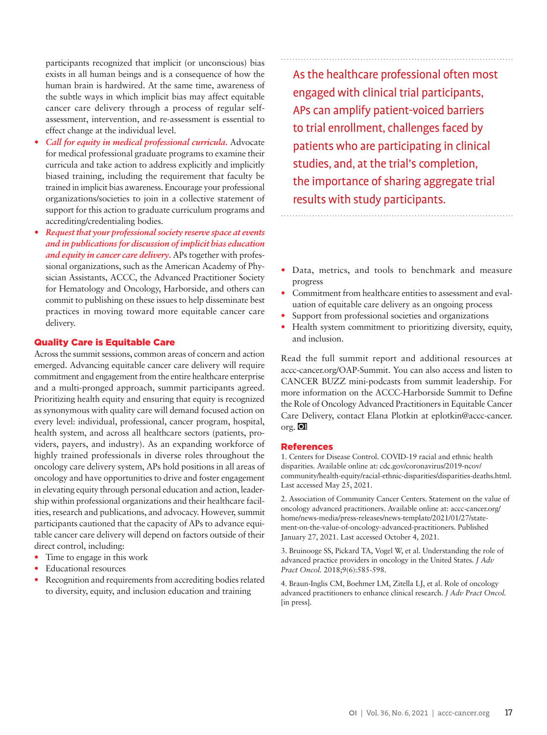participants recognized that implicit (or unconscious) bias exists in all human beings and is a consequence of how the human brain is hardwired. At the same time, awareness of the subtle ways in which implicit bias may affect equitable cancer care delivery through a process of regular self-assessment, intervention, and re-assessment is essential to effect change at the individual level.

- *Call for equity in medical professional curricula.* Advocate for medical professional graduate programs to examine their curricula and take action to address explicitly and implicitly biased training, including the requirement that faculty be trained in implicit bias awareness. Encourage your professional organizations/societies to join in a collective statement of support for this action to graduate curriculum programs and accrediting/credentialing bodies.
- *Request that your professional society reserve space at events and in publications for discussion of implicit bias education and equity in cancer care delivery.* APs together with professional organizations, such as the American Academy of Physician Assistants, ACCC, the Advanced Practitioner Society for Hematology and Oncology, Harborside, and others can commit to publishing on these issues to help disseminate best practices in moving toward more equitable cancer care delivery.

## Quality Care is Equitable Care

Across the summit sessions, common areas of concern and action emerged. Advancing equitable cancer care delivery will require commitment and engagement from the entire healthcare enterprise and a multi-pronged approach, summit participants agreed. Prioritizing health equity and ensuring that equity is recognized as synonymous with quality care will demand focused action on every level: individual, professional, cancer program, hospital, health system, and across all healthcare sectors (patients, providers, payers, and industry). As an expanding workforce of highly trained professionals in diverse roles throughout the oncology care delivery system, APs hold positions in all areas of oncology and have opportunities to drive and foster engagement in elevating equity through personal education and action, leadership within professional organizations and their healthcare facilities, research and publications, and advocacy. However, summit participants cautioned that the capacity of APs to advance equitable cancer care delivery will depend on factors outside of their direct control, including:

- Time to engage in this work
- Educational resources
- Recognition and requirements from accrediting bodies related to diversity, equity, and inclusion education and training
- Data, metrics, and tools to benchmark and measure progress
- Commitment from healthcare entities to assessment and evaluation of equitable care delivery as an ongoing process
- Support from professional societies and organizations
- Health system commitment to prioritizing diversity, equity, and inclusion.

As the healthcare professional often most engaged with clinical trial participants, APs can amplify patient-voiced barriers to trial enrollment, challenges faced by patients who are participating in clinical studies, and, at the trial's completion, the importance of sharing aggregate trial results with study participants.

Read the full summit report and additional resources at accc-cancer.org/OAP-Summit. You can also access and listen to CANCER BUZZ mini-podcasts from summit leadership. For more information on the ACCC-Harborside Summit to Define the Role of Oncology Advanced Practitioners in Equitable Cancer Care Delivery, contact Elana Plotkin at eplotkin@accc-cancer.org.

## References

1. Centers for Disease Control. COVID-19 racial and ethnic health disparities. Available online at: cdc.gov/coronavirus/2019-ncov/community/health-equity/racial-ethnic-disparities/disparities-deaths.html. Last accessed May 25, 2021.

2. Association of Community Cancer Centers. Statement on the value of oncology advanced practitioners. Available online at: accc-cancer.org/home/news-media/press-releases/news-template/2021/01/27/statement-on-the-value-of-oncology-advanced-practitioners. Published January 27, 2021. Last accessed October 4, 2021.

3. Bruinooge SS, Pickard TA, Vogel W, et al. Understanding the role of advanced practice providers in oncology in the United States. *J Adv Pract Oncol.* 2018;9(6):585-598.

4. Braun-Inglis CM, Boehmer LM, Zitella LJ, et al. Role of oncology advanced practitioners to enhance clinical research. *J Adv Pract Oncol.* [in press].